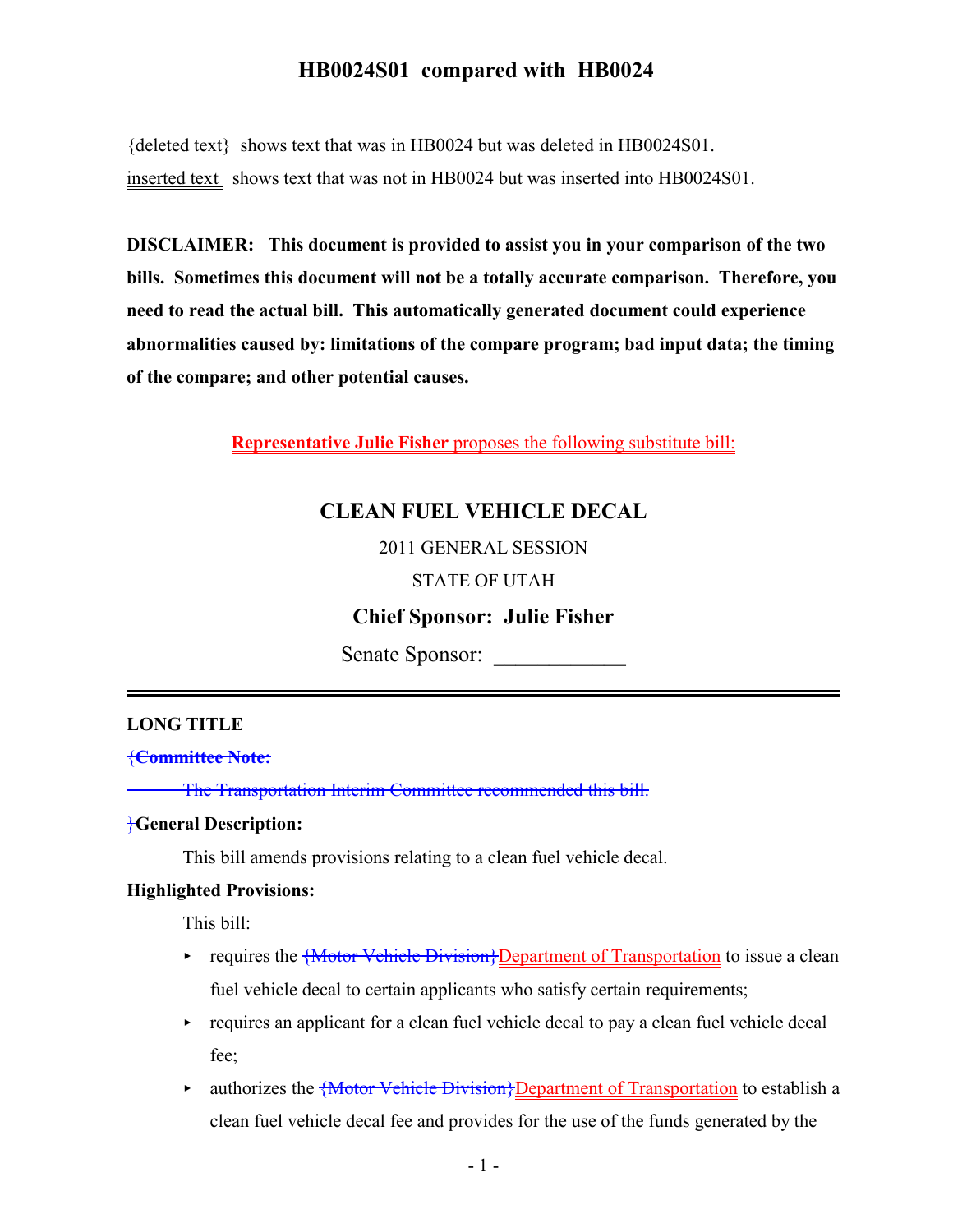# HB0024S01 compared with HB0024

~~{deleted text}~~ shows text that was in HB0024 but was deleted in HB0024S01.

inserted text shows text that was not in HB0024 but was inserted into HB0024S01.

**DISCLAIMER: This document is provided to assist you in your comparison of the two bills. Sometimes this document will not be a totally accurate comparison. Therefore, you need to read the actual bill. This automatically generated document could experience abnormalities caused by: limitations of the compare program; bad input data; the timing of the compare; and other potential causes.**

**Representative Julie Fisher** proposes the following substitute bill:

## CLEAN FUEL VEHICLE DECAL

2011 GENERAL SESSION

STATE OF UTAH

**Chief Sponsor: Julie Fisher**

Senate Sponsor: ____________

---

**LONG TITLE**

~~{**Committee Note:**~~

~~The Transportation Interim Committee recommended this bill.~~

~~}~~**General Description:**

This bill amends provisions relating to a clean fuel vehicle decal.

**Highlighted Provisions:**

This bill:

- requires the ~~{Motor Vehicle Division}~~Department of Transportation to issue a clean fuel vehicle decal to certain applicants who satisfy certain requirements;
- requires an applicant for a clean fuel vehicle decal to pay a clean fuel vehicle decal fee;
- authorizes the ~~{Motor Vehicle Division}~~Department of Transportation to establish a clean fuel vehicle decal fee and provides for the use of the funds generated by the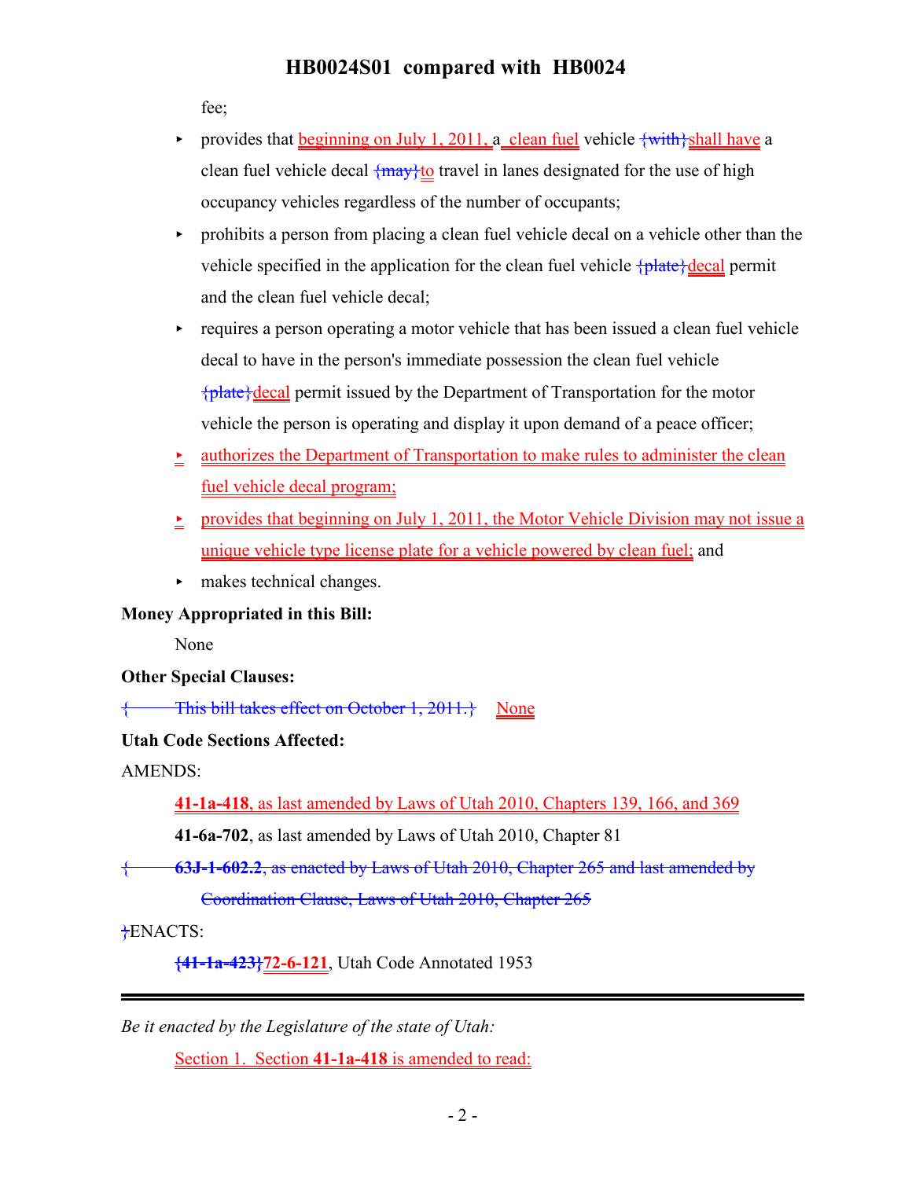fee;

- provides that beginning on July 1, 2011, a clean fuel vehicle {with}shall have a clean fuel vehicle decal {may}to travel in lanes designated for the use of high occupancy vehicles regardless of the number of occupants;
- prohibits a person from placing a clean fuel vehicle decal on a vehicle other than the vehicle specified in the application for the clean fuel vehicle {plate}decal permit and the clean fuel vehicle decal;
- requires a person operating a motor vehicle that has been issued a clean fuel vehicle decal to have in the person's immediate possession the clean fuel vehicle {plate}decal permit issued by the Department of Transportation for the motor vehicle the person is operating and display it upon demand of a peace officer;
- authorizes the Department of Transportation to make rules to administer the clean fuel vehicle decal program;
- provides that beginning on July 1, 2011, the Motor Vehicle Division may not issue a unique vehicle type license plate for a vehicle powered by clean fuel; and
- makes technical changes.

**Money Appropriated in this Bill:**

None

**Other Special Clauses:**

{ This bill takes effect on October 1, 2011.} None

**Utah Code Sections Affected:**

AMENDS:

**41-1a-418**, as last amended by Laws of Utah 2010, Chapters 139, 166, and 369

**41-6a-702**, as last amended by Laws of Utah 2010, Chapter 81

{ **63J-1-602.2**, as enacted by Laws of Utah 2010, Chapter 265 and last amended by Coordination Clause, Laws of Utah 2010, Chapter 265

}ENACTS:

**{41-1a-423}72-6-121**, Utah Code Annotated 1953

---

*Be it enacted by the Legislature of the state of Utah:*

Section 1. Section **41-1a-418** is amended to read: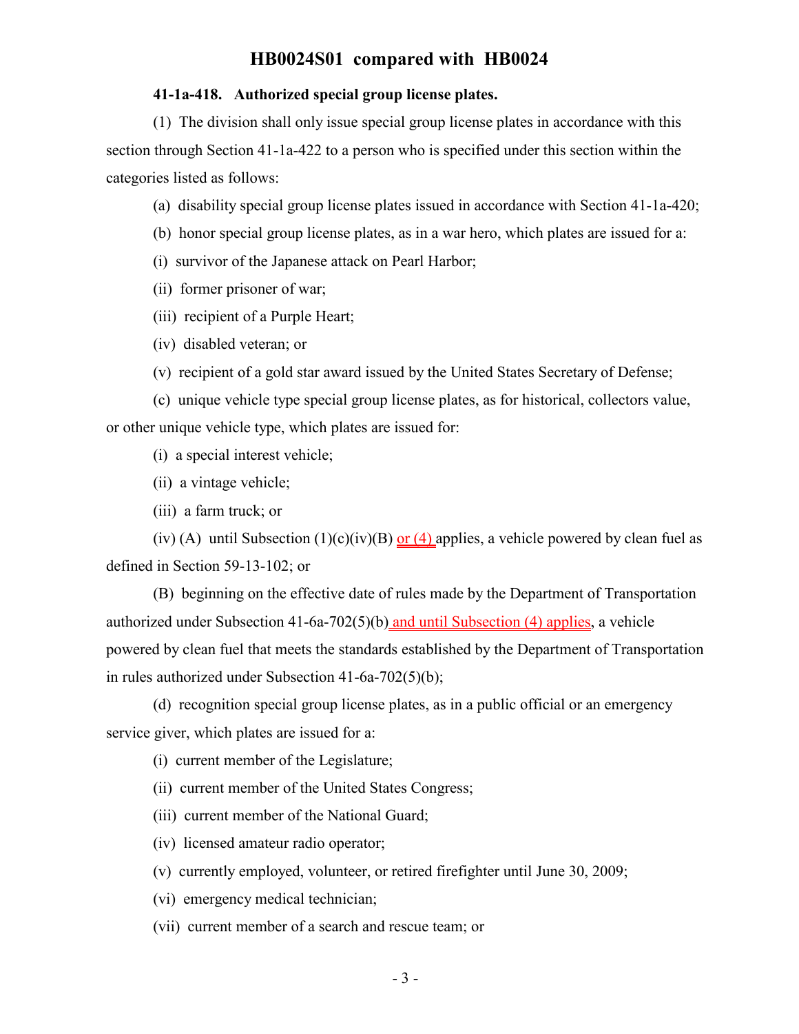**41-1a-418. Authorized special group license plates.**

(1) The division shall only issue special group license plates in accordance with this section through Section 41-1a-422 to a person who is specified under this section within the categories listed as follows:

(a) disability special group license plates issued in accordance with Section 41-1a-420;

(b) honor special group license plates, as in a war hero, which plates are issued for a:

(i) survivor of the Japanese attack on Pearl Harbor;

(ii) former prisoner of war;

(iii) recipient of a Purple Heart;

(iv) disabled veteran; or

(v) recipient of a gold star award issued by the United States Secretary of Defense;

(c) unique vehicle type special group license plates, as for historical, collectors value, or other unique vehicle type, which plates are issued for:

(i) a special interest vehicle;

(ii) a vintage vehicle;

(iii) a farm truck; or

(iv) (A) until Subsection (1)(c)(iv)(B) or (4) applies, a vehicle powered by clean fuel as defined in Section 59-13-102; or

(B) beginning on the effective date of rules made by the Department of Transportation authorized under Subsection 41-6a-702(5)(b) and until Subsection (4) applies, a vehicle powered by clean fuel that meets the standards established by the Department of Transportation in rules authorized under Subsection 41-6a-702(5)(b);

(d) recognition special group license plates, as in a public official or an emergency service giver, which plates are issued for a:

(i) current member of the Legislature;

(ii) current member of the United States Congress;

(iii) current member of the National Guard;

(iv) licensed amateur radio operator;

(v) currently employed, volunteer, or retired firefighter until June 30, 2009;

(vi) emergency medical technician;

(vii) current member of a search and rescue team; or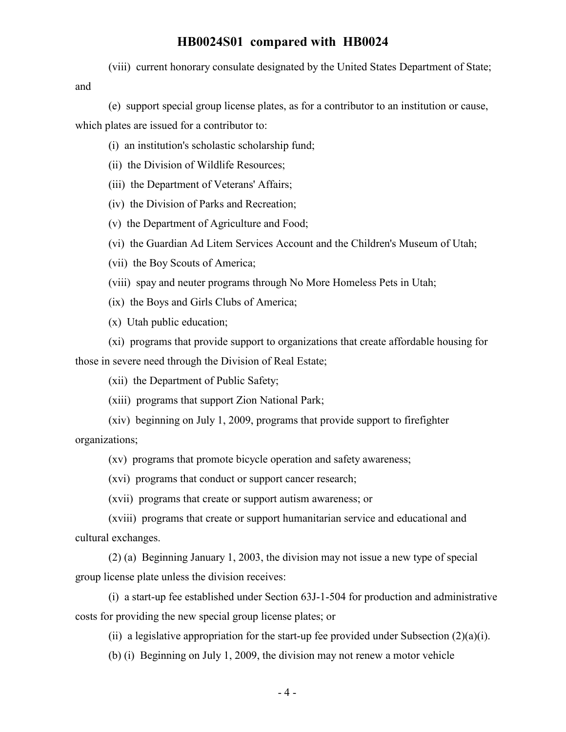(viii) current honorary consulate designated by the United States Department of State; and

(e) support special group license plates, as for a contributor to an institution or cause, which plates are issued for a contributor to:

(i) an institution's scholastic scholarship fund;

(ii) the Division of Wildlife Resources;

(iii) the Department of Veterans' Affairs;

(iv) the Division of Parks and Recreation;

(v) the Department of Agriculture and Food;

(vi) the Guardian Ad Litem Services Account and the Children's Museum of Utah;

(vii) the Boy Scouts of America;

(viii) spay and neuter programs through No More Homeless Pets in Utah;

(ix) the Boys and Girls Clubs of America;

(x) Utah public education;

(xi) programs that provide support to organizations that create affordable housing for those in severe need through the Division of Real Estate;

(xii) the Department of Public Safety;

(xiii) programs that support Zion National Park;

(xiv) beginning on July 1, 2009, programs that provide support to firefighter organizations;

(xv) programs that promote bicycle operation and safety awareness;

(xvi) programs that conduct or support cancer research;

(xvii) programs that create or support autism awareness; or

(xviii) programs that create or support humanitarian service and educational and cultural exchanges.

(2) (a) Beginning January 1, 2003, the division may not issue a new type of special group license plate unless the division receives:

(i) a start-up fee established under Section 63J-1-504 for production and administrative costs for providing the new special group license plates; or

(ii) a legislative appropriation for the start-up fee provided under Subsection (2)(a)(i).

(b) (i) Beginning on July 1, 2009, the division may not renew a motor vehicle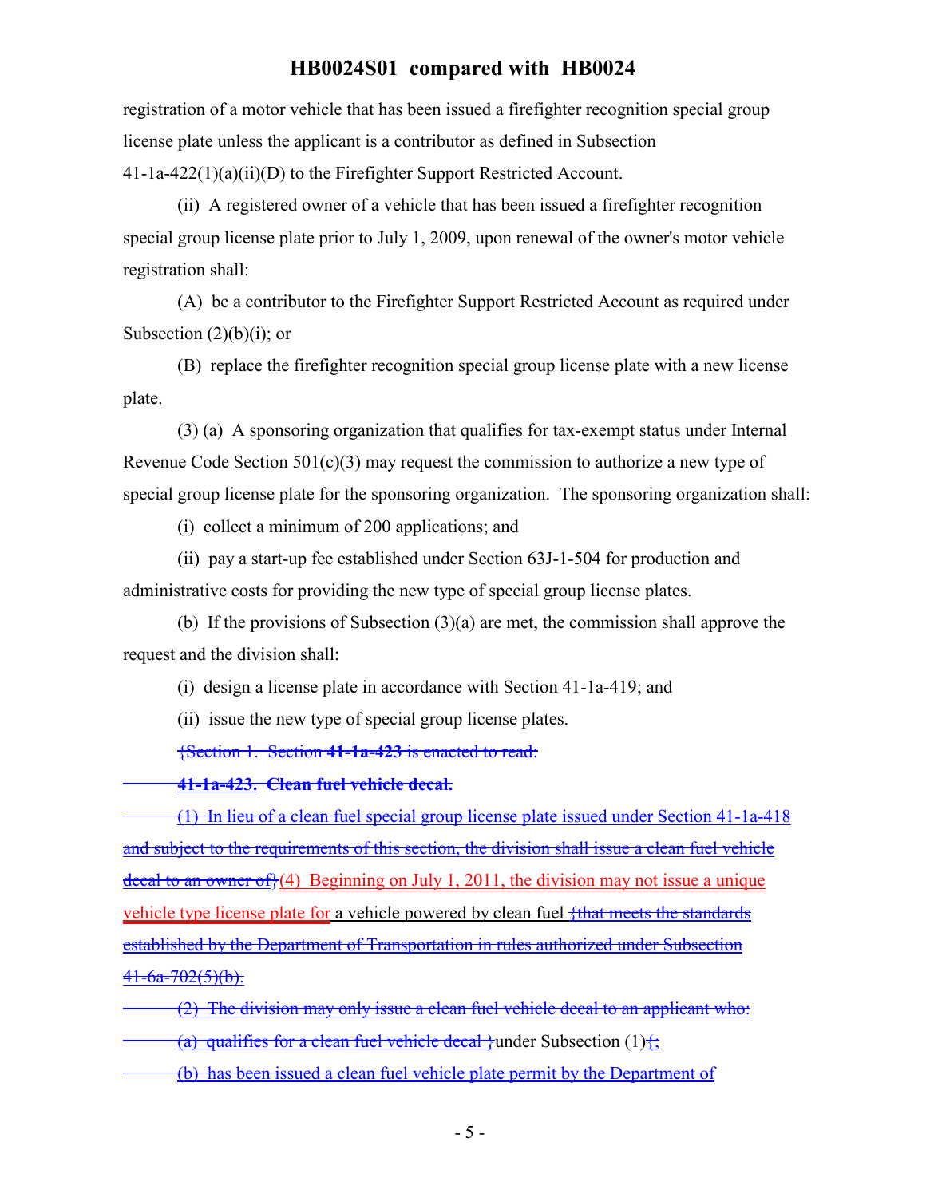registration of a motor vehicle that has been issued a firefighter recognition special group license plate unless the applicant is a contributor as defined in Subsection 41-1a-422(1)(a)(ii)(D) to the Firefighter Support Restricted Account.

(ii) A registered owner of a vehicle that has been issued a firefighter recognition special group license plate prior to July 1, 2009, upon renewal of the owner's motor vehicle registration shall:

(A) be a contributor to the Firefighter Support Restricted Account as required under Subsection (2)(b)(i); or

(B) replace the firefighter recognition special group license plate with a new license plate.

(3) (a) A sponsoring organization that qualifies for tax-exempt status under Internal Revenue Code Section 501(c)(3) may request the commission to authorize a new type of special group license plate for the sponsoring organization. The sponsoring organization shall:

(i) collect a minimum of 200 applications; and

(ii) pay a start-up fee established under Section 63J-1-504 for production and administrative costs for providing the new type of special group license plates.

(b) If the provisions of Subsection (3)(a) are met, the commission shall approve the request and the division shall:

(i) design a license plate in accordance with Section 41-1a-419; and

(ii) issue the new type of special group license plates.

~~{Section 1. Section **41-1a-423** is enacted to read:~~

~~**41-1a-423. Clean fuel vehicle decal.**~~

~~(1) In lieu of a clean fuel special group license plate issued under Section 41-1a-418 and subject to the requirements of this section, the division shall issue a clean fuel vehicle decal to an owner of}~~(4) Beginning on July 1, 2011, the division may not issue a unique vehicle type license plate for a vehicle powered by clean fuel ~~{that meets the standards established by the Department of Transportation in rules authorized under Subsection 41-6a-702(5)(b).~~

~~(2) The division may only issue a clean fuel vehicle decal to an applicant who:~~

~~(a) qualifies for a clean fuel vehicle decal }~~under Subsection (1)~~{;~~

~~(b) has been issued a clean fuel vehicle plate permit by the Department of~~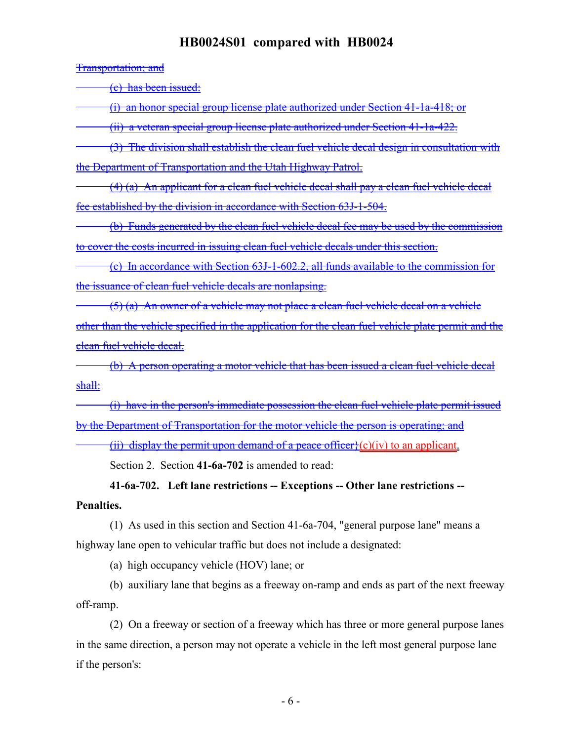~~Transportation; and~~

~~(c) has been issued:~~

~~(i) an honor special group license plate authorized under Section 41-1a-418; or~~

~~(ii) a veteran special group license plate authorized under Section 41-1a-422.~~

~~(3) The division shall establish the clean fuel vehicle decal design in consultation with the Department of Transportation and the Utah Highway Patrol.~~

~~(4) (a) An applicant for a clean fuel vehicle decal shall pay a clean fuel vehicle decal fee established by the division in accordance with Section 63J-1-504.~~

~~(b) Funds generated by the clean fuel vehicle decal fee may be used by the commission to cover the costs incurred in issuing clean fuel vehicle decals under this section.~~

~~(c) In accordance with Section 63J-1-602.2, all funds available to the commission for the issuance of clean fuel vehicle decals are nonlapsing.~~

~~(5) (a) An owner of a vehicle may not place a clean fuel vehicle decal on a vehicle other than the vehicle specified in the application for the clean fuel vehicle plate permit and the clean fuel vehicle decal.~~

~~(b) A person operating a motor vehicle that has been issued a clean fuel vehicle decal shall:~~

~~(i) have in the person's immediate possession the clean fuel vehicle plate permit issued by the Department of Transportation for the motor vehicle the person is operating; and~~

~~(ii) display the permit upon demand of a peace officer}~~(c)(iv) to an applicant.

Section 2. Section **41-6a-702** is amended to read:

**41-6a-702. Left lane restrictions -- Exceptions -- Other lane restrictions -- Penalties.**

(1) As used in this section and Section 41-6a-704, "general purpose lane" means a highway lane open to vehicular traffic but does not include a designated:

(a) high occupancy vehicle (HOV) lane; or

(b) auxiliary lane that begins as a freeway on-ramp and ends as part of the next freeway off-ramp.

(2) On a freeway or section of a freeway which has three or more general purpose lanes in the same direction, a person may not operate a vehicle in the left most general purpose lane if the person's: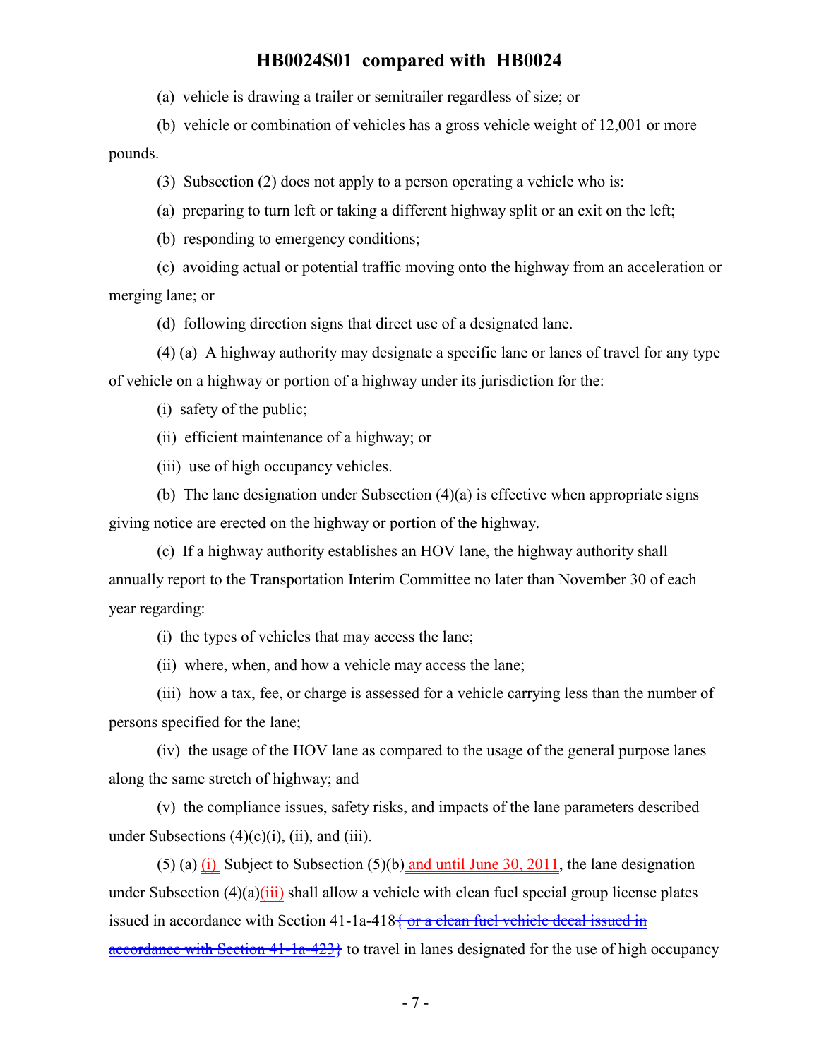(a) vehicle is drawing a trailer or semitrailer regardless of size; or

(b) vehicle or combination of vehicles has a gross vehicle weight of 12,001 or more pounds.

(3) Subsection (2) does not apply to a person operating a vehicle who is:

(a) preparing to turn left or taking a different highway split or an exit on the left;

(b) responding to emergency conditions;

(c) avoiding actual or potential traffic moving onto the highway from an acceleration or merging lane; or

(d) following direction signs that direct use of a designated lane.

(4) (a) A highway authority may designate a specific lane or lanes of travel for any type of vehicle on a highway or portion of a highway under its jurisdiction for the:

(i) safety of the public;

(ii) efficient maintenance of a highway; or

(iii) use of high occupancy vehicles.

(b) The lane designation under Subsection (4)(a) is effective when appropriate signs giving notice are erected on the highway or portion of the highway.

(c) If a highway authority establishes an HOV lane, the highway authority shall annually report to the Transportation Interim Committee no later than November 30 of each year regarding:

(i) the types of vehicles that may access the lane;

(ii) where, when, and how a vehicle may access the lane;

(iii) how a tax, fee, or charge is assessed for a vehicle carrying less than the number of persons specified for the lane;

(iv) the usage of the HOV lane as compared to the usage of the general purpose lanes along the same stretch of highway; and

(v) the compliance issues, safety risks, and impacts of the lane parameters described under Subsections (4)(c)(i), (ii), and (iii).

(5) (a) (i) Subject to Subsection (5)(b) and until June 30, 2011, the lane designation under Subsection (4)(a)(iii) shall allow a vehicle with clean fuel special group license plates issued in accordance with Section 41-1a-418{ or a clean fuel vehicle decal issued in accordance with Section 41-1a-423} to travel in lanes designated for the use of high occupancy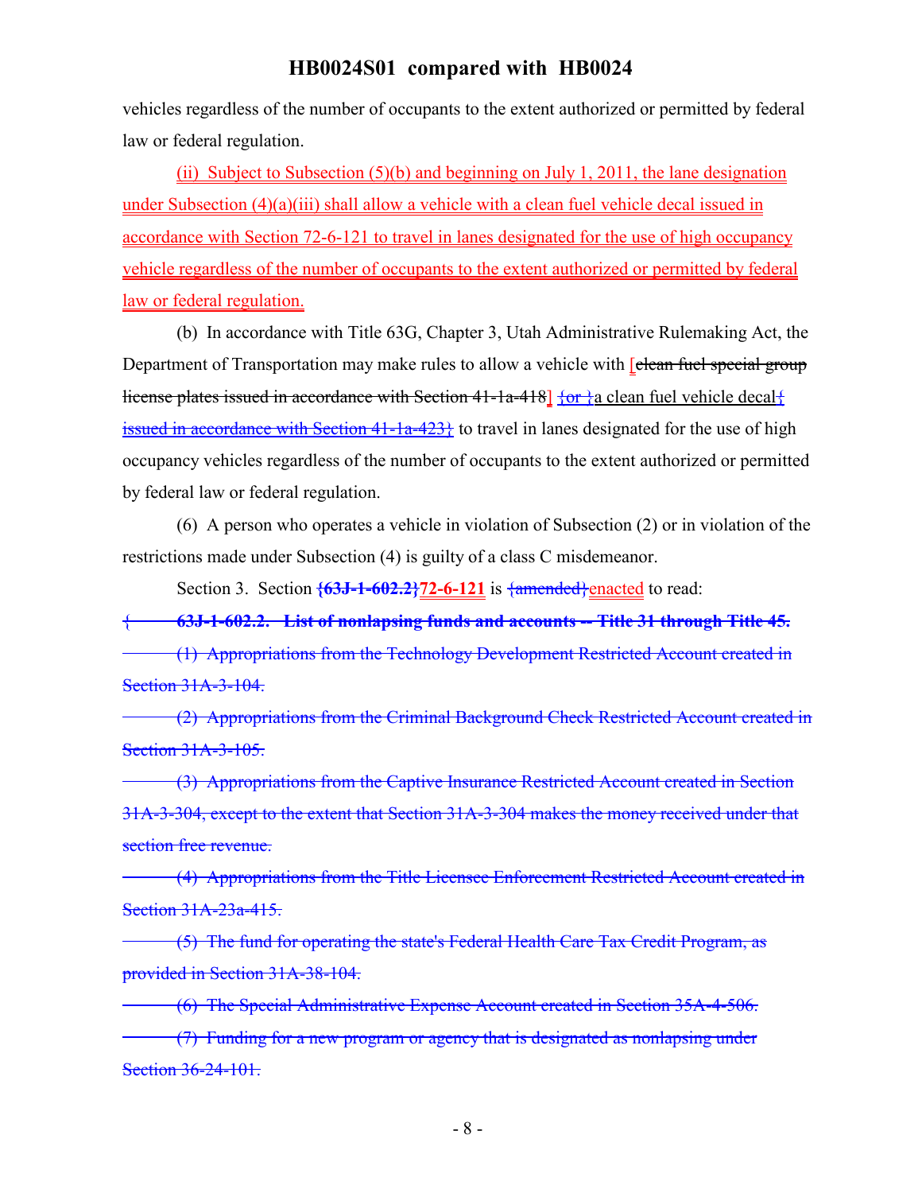vehicles regardless of the number of occupants to the extent authorized or permitted by federal law or federal regulation.

(ii) Subject to Subsection (5)(b) and beginning on July 1, 2011, the lane designation under Subsection (4)(a)(iii) shall allow a vehicle with a clean fuel vehicle decal issued in accordance with Section 72-6-121 to travel in lanes designated for the use of high occupancy vehicle regardless of the number of occupants to the extent authorized or permitted by federal law or federal regulation.

(b) In accordance with Title 63G, Chapter 3, Utah Administrative Rulemaking Act, the Department of Transportation may make rules to allow a vehicle with [~~clean fuel special group license plates issued in accordance with Section 41-1a-418~~] {or }a clean fuel vehicle decal{ issued in accordance with Section 41-1a-423} to travel in lanes designated for the use of high occupancy vehicles regardless of the number of occupants to the extent authorized or permitted by federal law or federal regulation.

(6) A person who operates a vehicle in violation of Subsection (2) or in violation of the restrictions made under Subsection (4) is guilty of a class C misdemeanor.

Section 3. Section **{63J-1-602.2}72-6-121** is {amended}enacted to read:

{ **63J-1-602.2. List of nonlapsing funds and accounts -- Title 31 through Title 45.**

(1) Appropriations from the Technology Development Restricted Account created in Section 31A-3-104.

(2) Appropriations from the Criminal Background Check Restricted Account created in Section 31A-3-105.

(3) Appropriations from the Captive Insurance Restricted Account created in Section 31A-3-304, except to the extent that Section 31A-3-304 makes the money received under that section free revenue.

(4) Appropriations from the Title Licensee Enforcement Restricted Account created in Section 31A-23a-415.

(5) The fund for operating the state's Federal Health Care Tax Credit Program, as provided in Section 31A-38-104.

(6) The Special Administrative Expense Account created in Section 35A-4-506.

(7) Funding for a new program or agency that is designated as nonlapsing under Section 36-24-101.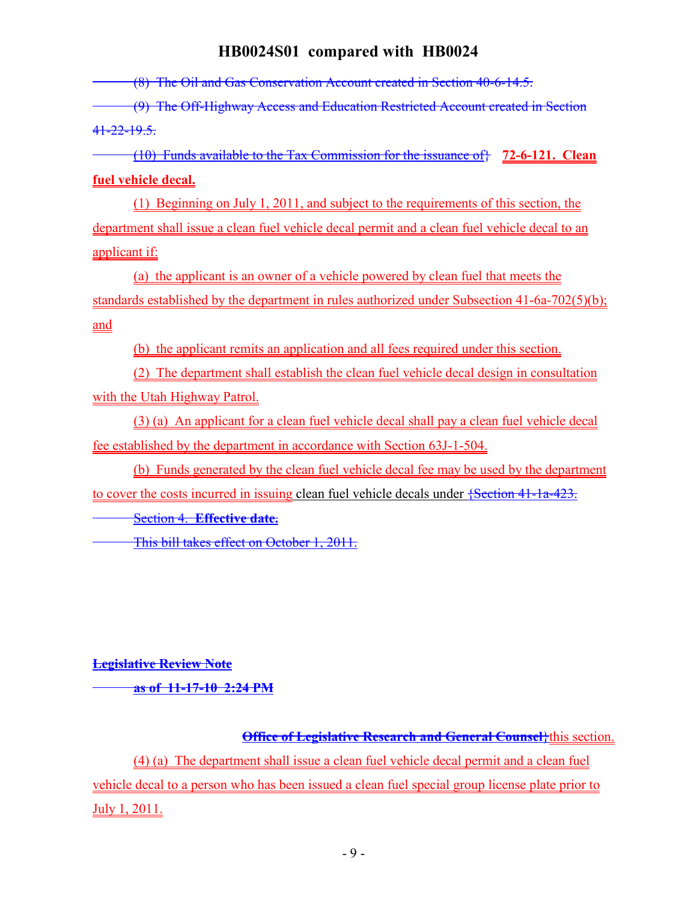~~(8) The Oil and Gas Conservation Account created in Section 40-6-14.5.~~

~~(9) The Off-Highway Access and Education Restricted Account created in Section 41-22-19.5.~~

~~(10) Funds available to the Tax Commission for the issuance of}~~ **72-6-121. Clean fuel vehicle decal.**

(1) Beginning on July 1, 2011, and subject to the requirements of this section, the department shall issue a clean fuel vehicle decal permit and a clean fuel vehicle decal to an applicant if:

(a) the applicant is an owner of a vehicle powered by clean fuel that meets the standards established by the department in rules authorized under Subsection 41-6a-702(5)(b); and

(b) the applicant remits an application and all fees required under this section.

(2) The department shall establish the clean fuel vehicle decal design in consultation with the Utah Highway Patrol.

(3) (a) An applicant for a clean fuel vehicle decal shall pay a clean fuel vehicle decal fee established by the department in accordance with Section 63J-1-504.

(b) Funds generated by the clean fuel vehicle decal fee may be used by the department to cover the costs incurred in issuing clean fuel vehicle decals under ~~{Section 41-1a-423.~~

~~Section 4. **Effective date.**~~

~~This bill takes effect on October 1, 2011.~~

~~**Legislative Review Note**~~

~~**as of 11-17-10 2:24 PM**~~

~~**Office of Legislative Research and General Counsel}**~~this section.

(4) (a) The department shall issue a clean fuel vehicle decal permit and a clean fuel vehicle decal to a person who has been issued a clean fuel special group license plate prior to July 1, 2011.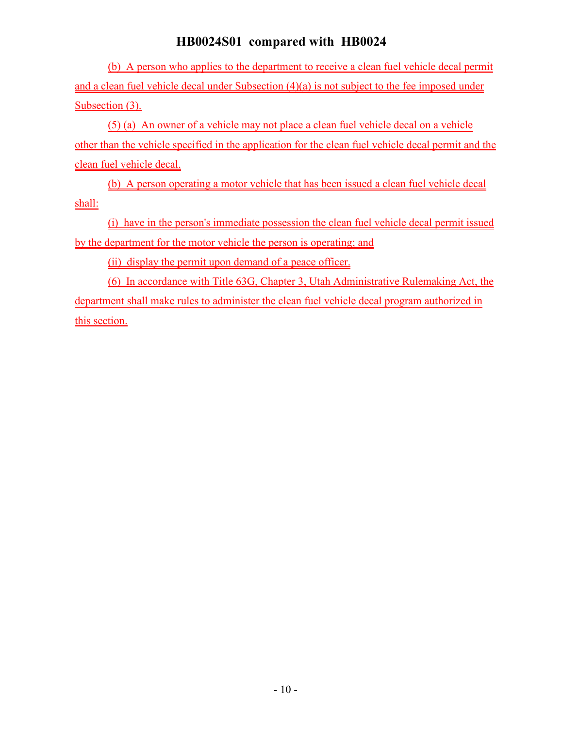(b) A person who applies to the department to receive a clean fuel vehicle decal permit and a clean fuel vehicle decal under Subsection (4)(a) is not subject to the fee imposed under Subsection (3).

(5) (a) An owner of a vehicle may not place a clean fuel vehicle decal on a vehicle other than the vehicle specified in the application for the clean fuel vehicle decal permit and the clean fuel vehicle decal.

(b) A person operating a motor vehicle that has been issued a clean fuel vehicle decal shall:

(i) have in the person's immediate possession the clean fuel vehicle decal permit issued by the department for the motor vehicle the person is operating; and

(ii) display the permit upon demand of a peace officer.

(6) In accordance with Title 63G, Chapter 3, Utah Administrative Rulemaking Act, the department shall make rules to administer the clean fuel vehicle decal program authorized in this section.